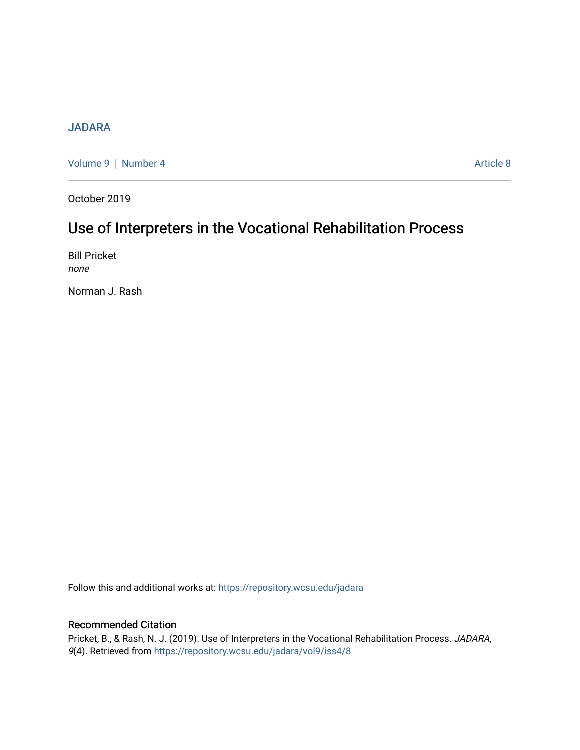JADARA

Volume 9 | Number 4 Article 8

October 2019

# Use of Interpreters in the Vocational Rehabilitation Process

Bill Pricket
*none*

Norman J. Rash

Follow this and additional works at: https://repository.wcsu.edu/jadara

## Recommended Citation

Pricket, B., & Rash, N. J. (2019). Use of Interpreters in the Vocational Rehabilitation Process. *JADARA, 9*(4). Retrieved from https://repository.wcsu.edu/jadara/vol9/iss4/8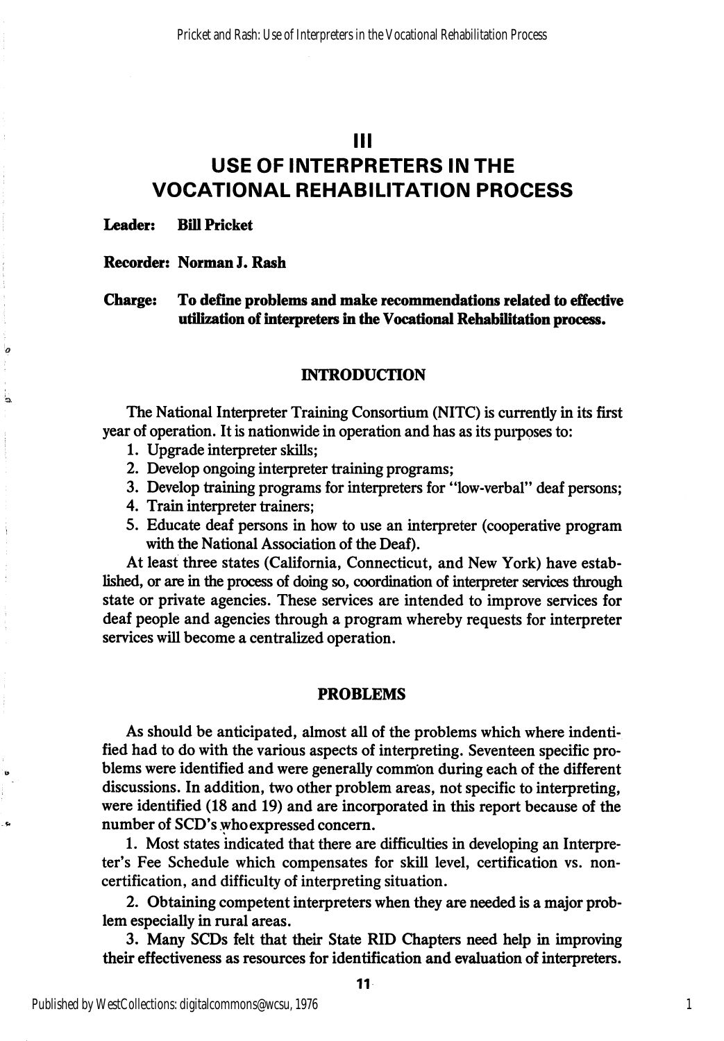# III
# USE OF INTERPRETERS IN THE VOCATIONAL REHABILITATION PROCESS

**Leader: Bill Pricket**

**Recorder: Norman J. Rash**

**Charge: To define problems and make recommendations related to effective utilization of interpreters in the Vocational Rehabilitation process.**

## INTRODUCTION

The National Interpreter Training Consortium (NITC) is currently in its first year of operation. It is nationwide in operation and has as its purposes to:

1. Upgrade interpreter skills;
2. Develop ongoing interpreter training programs;
3. Develop training programs for interpreters for "low-verbal" deaf persons;
4. Train interpreter trainers;
5. Educate deaf persons in how to use an interpreter (cooperative program with the National Association of the Deaf).

At least three states (California, Connecticut, and New York) have established, or are in the process of doing so, coordination of interpreter services through state or private agencies. These services are intended to improve services for deaf people and agencies through a program whereby requests for interpreter services will become a centralized operation.

## PROBLEMS

As should be anticipated, almost all of the problems which where indentified had to do with the various aspects of interpreting. Seventeen specific problems were identified and were generally common during each of the different discussions. In addition, two other problem areas, not specific to interpreting, were identified (18 and 19) and are incorporated in this report because of the number of SCD's who expressed concern.

1. Most states indicated that there are difficulties in developing an Interpreter's Fee Schedule which compensates for skill level, certification vs. non-certification, and difficulty of interpreting situation.

2. Obtaining competent interpreters when they are needed is a major problem especially in rural areas.

3. Many SCDs felt that their State RID Chapters need help in improving their effectiveness as resources for identification and evaluation of interpreters.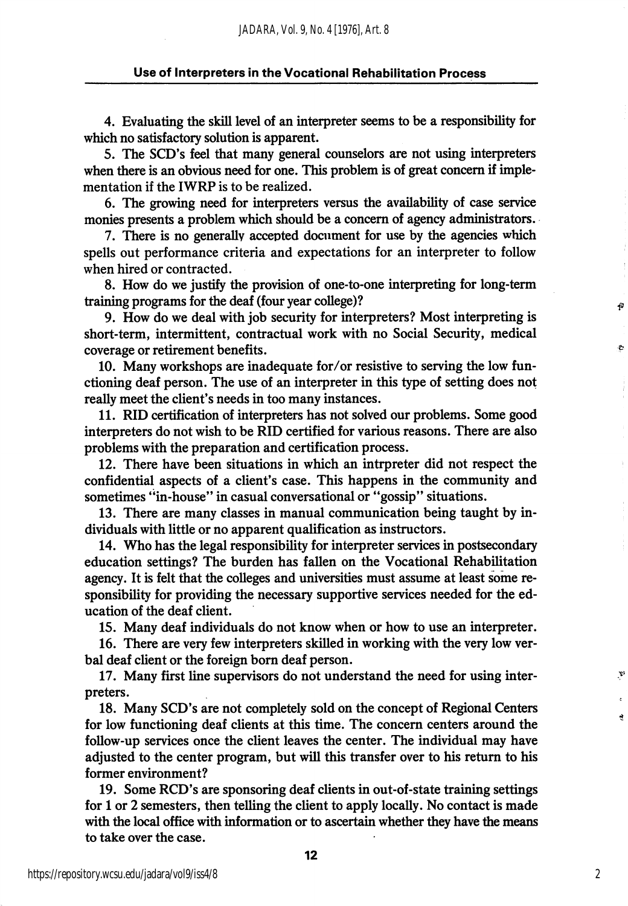4. Evaluating the skill level of an interpreter seems to be a responsibility for which no satisfactory solution is apparent.

5. The SCD's feel that many general counselors are not using interpreters when there is an obvious need for one. This problem is of great concern if implementation if the IWRP is to be realized.

6. The growing need for interpreters versus the availability of case service monies presents a problem which should be a concern of agency administrators.

7. There is no generally accepted document for use by the agencies which spells out performance criteria and expectations for an interpreter to follow when hired or contracted.

8. How do we justify the provision of one-to-one interpreting for long-term training programs for the deaf (four year college)?

9. How do we deal with job security for interpreters? Most interpreting is short-term, intermittent, contractual work with no Social Security, medical coverage or retirement benefits.

10. Many workshops are inadequate for/or resistive to serving the low functioning deaf person. The use of an interpreter in this type of setting does not really meet the client's needs in too many instances.

11. RID certification of interpreters has not solved our problems. Some good interpreters do not wish to be RID certified for various reasons. There are also problems with the preparation and certification process.

12. There have been situations in which an intrpreter did not respect the confidential aspects of a client's case. This happens in the community and sometimes "in-house" in casual conversational or "gossip" situations.

13. There are many classes in manual communication being taught by individuals with little or no apparent qualification as instructors.

14. Who has the legal responsibility for interpreter services in postsecondary education settings? The burden has fallen on the Vocational Rehabilitation agency. It is felt that the colleges and universities must assume at least some responsibility for providing the necessary supportive services needed for the education of the deaf client.

15. Many deaf individuals do not know when or how to use an interpreter.

16. There are very few interpreters skilled in working with the very low verbal deaf client or the foreign born deaf person.

17. Many first line supervisors do not understand the need for using interpreters.

18. Many SCD's are not completely sold on the concept of Regional Centers for low functioning deaf clients at this time. The concern centers around the follow-up services once the client leaves the center. The individual may have adjusted to the center program, but will this transfer over to his return to his former environment?

19. Some RCD's are sponsoring deaf clients in out-of-state training settings for 1 or 2 semesters, then telling the client to apply locally. No contact is made with the local office with information or to ascertain whether they have the means to take over the case.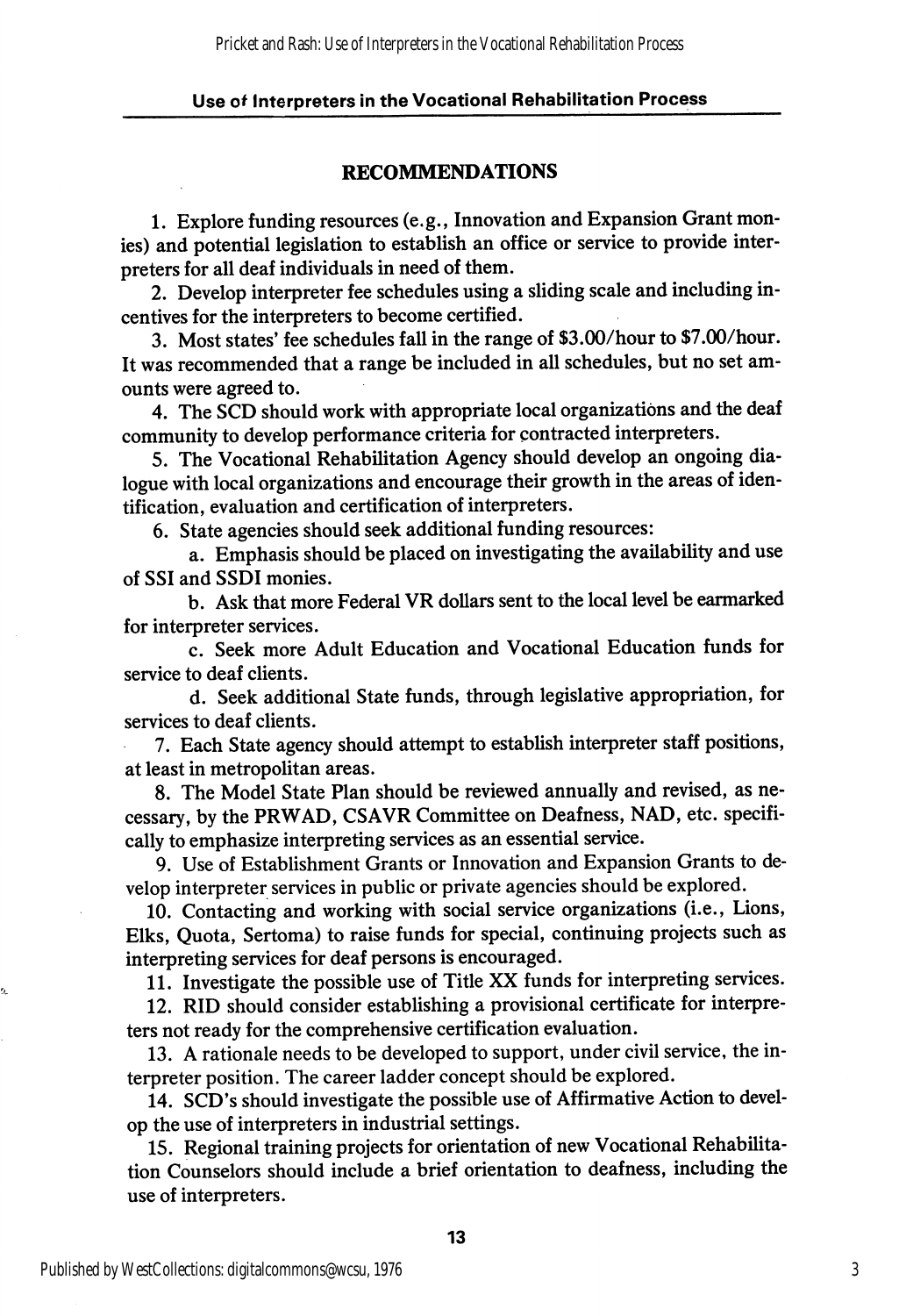## RECOMMENDATIONS

1. Explore funding resources (e.g., Innovation and Expansion Grant monies) and potential legislation to establish an office or service to provide interpreters for all deaf individuals in need of them.

2. Develop interpreter fee schedules using a sliding scale and including incentives for the interpreters to become certified.

3. Most states' fee schedules fall in the range of $3.00/hour to $7.00/hour. It was recommended that a range be included in all schedules, but no set amounts were agreed to.

4. The SCD should work with appropriate local organizations and the deaf community to develop performance criteria for contracted interpreters.

5. The Vocational Rehabilitation Agency should develop an ongoing dialogue with local organizations and encourage their growth in the areas of identification, evaluation and certification of interpreters.

6. State agencies should seek additional funding resources:

   a. Emphasis should be placed on investigating the availability and use of SSI and SSDI monies.

   b. Ask that more Federal VR dollars sent to the local level be earmarked for interpreter services.

   c. Seek more Adult Education and Vocational Education funds for service to deaf clients.

   d. Seek additional State funds, through legislative appropriation, for services to deaf clients.

7. Each State agency should attempt to establish interpreter staff positions, at least in metropolitan areas.

8. The Model State Plan should be reviewed annually and revised, as necessary, by the PRWAD, CSAVR Committee on Deafness, NAD, etc. specifically to emphasize interpreting services as an essential service.

9. Use of Establishment Grants or Innovation and Expansion Grants to develop interpreter services in public or private agencies should be explored.

10. Contacting and working with social service organizations (i.e., Lions, Elks, Quota, Sertoma) to raise funds for special, continuing projects such as interpreting services for deaf persons is encouraged.

11. Investigate the possible use of Title XX funds for interpreting services.

12. RID should consider establishing a provisional certificate for interpreters not ready for the comprehensive certification evaluation.

13. A rationale needs to be developed to support, under civil service, the interpreter position. The career ladder concept should be explored.

14. SCD's should investigate the possible use of Affirmative Action to develop the use of interpreters in industrial settings.

15. Regional training projects for orientation of new Vocational Rehabilitation Counselors should include a brief orientation to deafness, including the use of interpreters.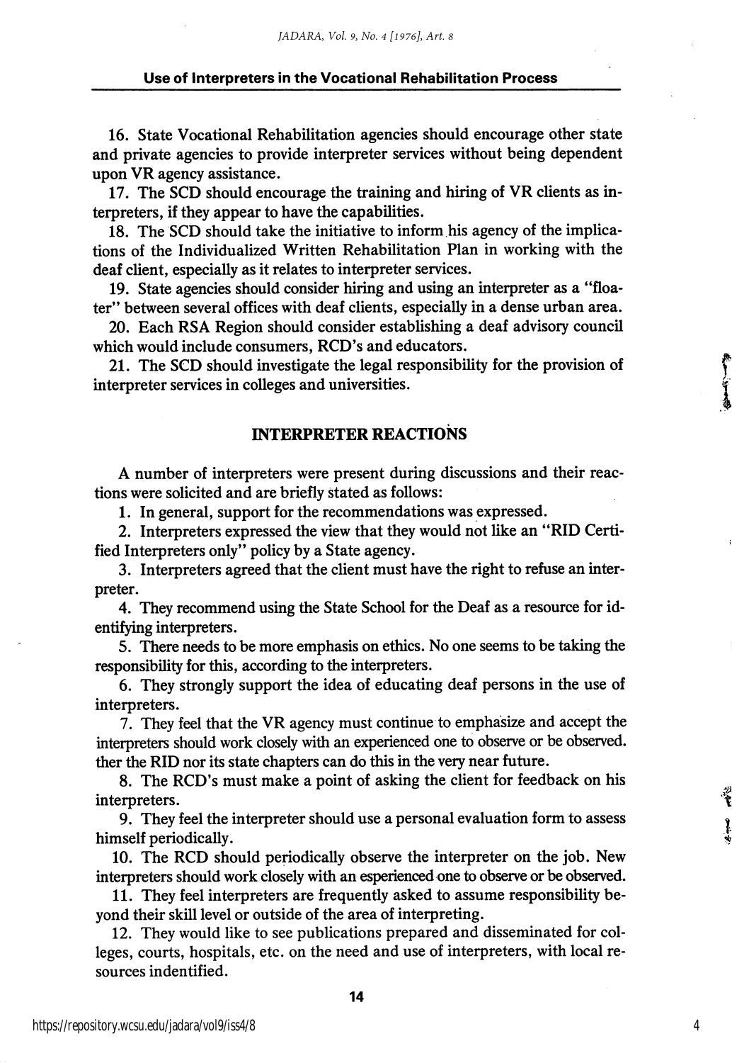16. State Vocational Rehabilitation agencies should encourage other state and private agencies to provide interpreter services without being dependent upon VR agency assistance.

17. The SCD should encourage the training and hiring of VR clients as interpreters, if they appear to have the capabilities.

18. The SCD should take the initiative to inform his agency of the implications of the Individualized Written Rehabilitation Plan in working with the deaf client, especially as it relates to interpreter services.

19. State agencies should consider hiring and using an interpreter as a "floater" between several offices with deaf clients, especially in a dense urban area.

20. Each RSA Region should consider establishing a deaf advisory council which would include consumers, RCD's and educators.

21. The SCD should investigate the legal responsibility for the provision of interpreter services in colleges and universities.

## INTERPRETER REACTIONS

A number of interpreters were present during discussions and their reactions were solicited and are briefly stated as follows:

1. In general, support for the recommendations was expressed.

2. Interpreters expressed the view that they would not like an "RID Certified Interpreters only" policy by a State agency.

3. Interpreters agreed that the client must have the right to refuse an interpreter.

4. They recommend using the State School for the Deaf as a resource for identifying interpreters.

5. There needs to be more emphasis on ethics. No one seems to be taking the responsibility for this, according to the interpreters.

6. They strongly support the idea of educating deaf persons in the use of interpreters.

7. They feel that the VR agency must continue to emphasize and accept the interpreters should work closely with an experienced one to observe or be observed. ther the RID nor its state chapters can do this in the very near future.

8. The RCD's must make a point of asking the client for feedback on his interpreters.

9. They feel the interpreter should use a personal evaluation form to assess himself periodically.

10. The RCD should periodically observe the interpreter on the job. New interpreters should work closely with an esperienced one to observe or be observed.

11. They feel interpreters are frequently asked to assume responsibility beyond their skill level or outside of the area of interpreting.

12. They would like to see publications prepared and disseminated for colleges, courts, hospitals, etc. on the need and use of interpreters, with local resources indentified.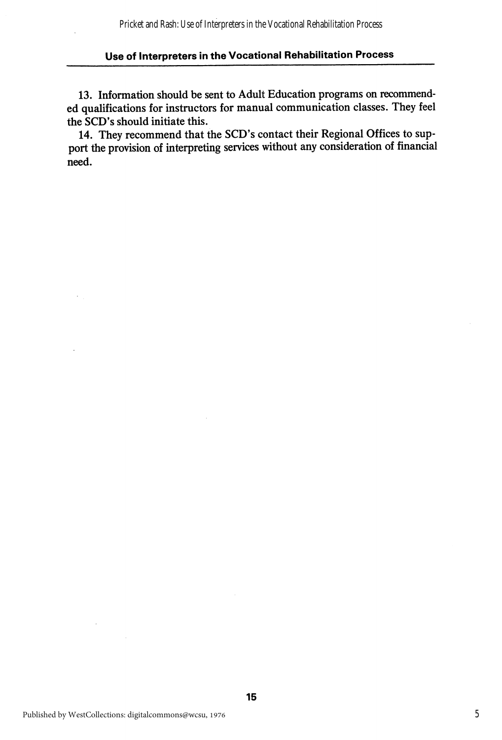13. Information should be sent to Adult Education programs on recommended qualifications for instructors for manual communication classes. They feel the SCD's should initiate this.

14. They recommend that the SCD's contact their Regional Offices to support the provision of interpreting services without any consideration of financial need.